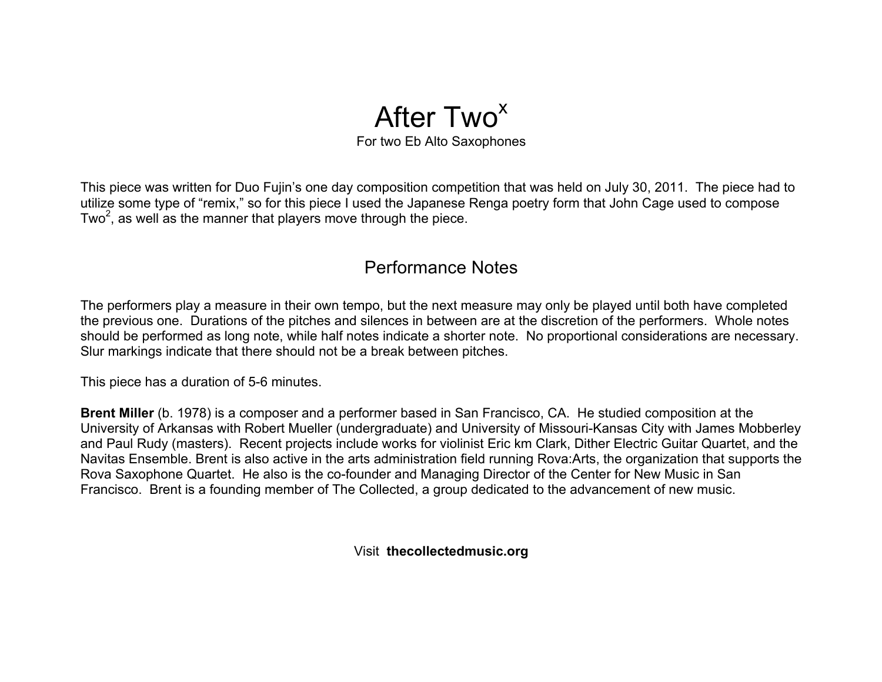# After Two$^x$

For two Eb Alto Saxophones

This piece was written for Duo Fujin's one day composition competition that was held on July 30, 2011. The piece had to utilize some type of "remix," so for this piece I used the Japanese Renga poetry form that John Cage used to compose Two$^2$, as well as the manner that players move through the piece.

## Performance Notes

The performers play a measure in their own tempo, but the next measure may only be played until both have completed the previous one. Durations of the pitches and silences in between are at the discretion of the performers. Whole notes should be performed as long note, while half notes indicate a shorter note. No proportional considerations are necessary. Slur markings indicate that there should not be a break between pitches.

This piece has a duration of 5-6 minutes.

**Brent Miller** (b. 1978) is a composer and a performer based in San Francisco, CA. He studied composition at the University of Arkansas with Robert Mueller (undergraduate) and University of Missouri-Kansas City with James Mobberley and Paul Rudy (masters). Recent projects include works for violinist Eric km Clark, Dither Electric Guitar Quartet, and the Navitas Ensemble. Brent is also active in the arts administration field running Rova:Arts, the organization that supports the Rova Saxophone Quartet. He also is the co-founder and Managing Director of the Center for New Music in San Francisco. Brent is a founding member of The Collected, a group dedicated to the advancement of new music.

Visit **thecollectedmusic.org**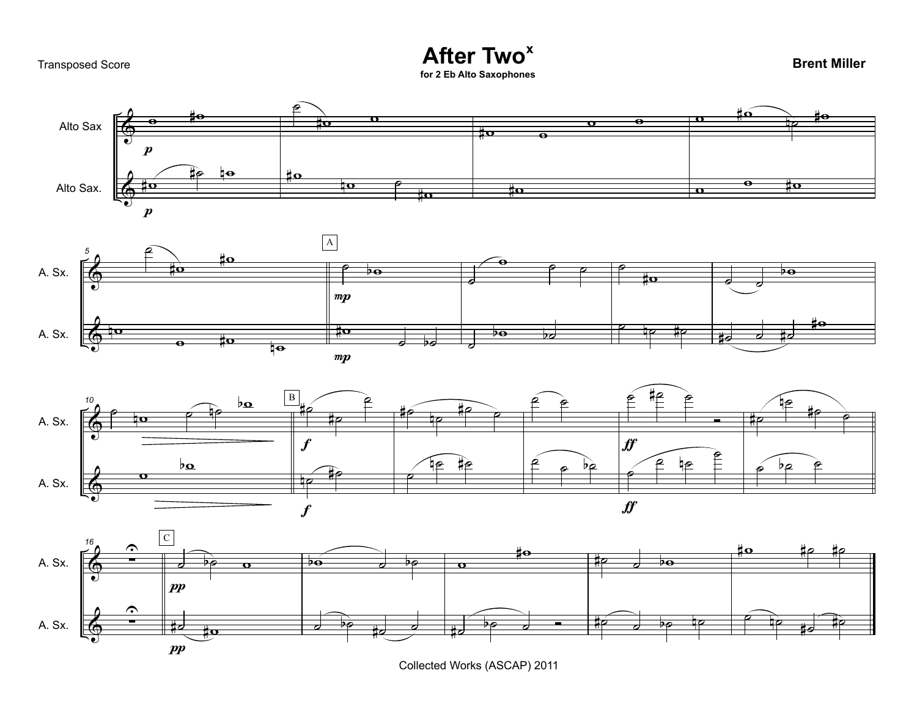Transposed Score

# After Two[x]

**for 2 Eb Alto Saxophones**

**Brent Miller**

Collected Works (ASCAP) 2011